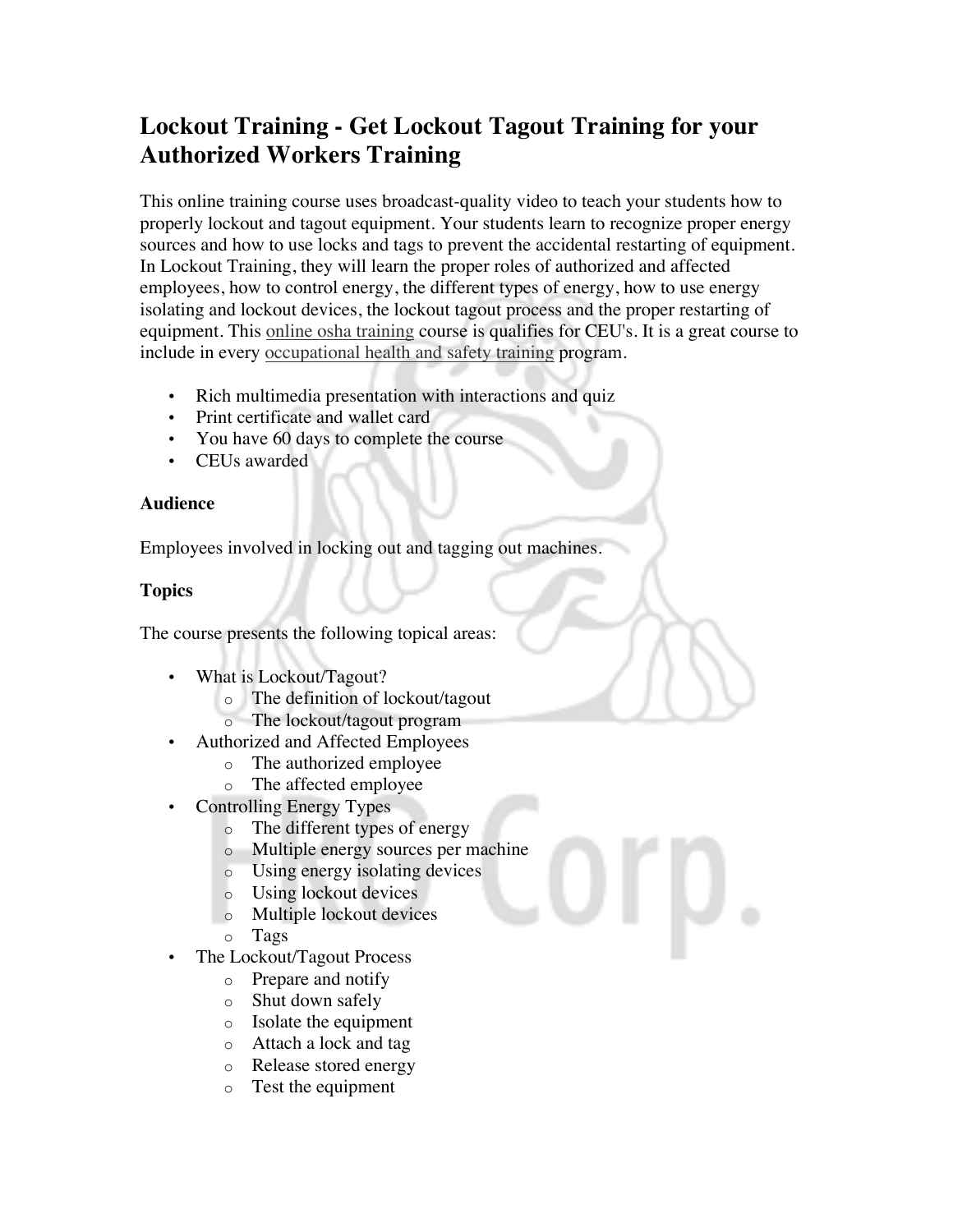# Lockout Training - Get Lockout Tagout Training for your Authorized Workers Training

This online training course uses broadcast-quality video to teach your students how to properly lockout and tagout equipment. Your students learn to recognize proper energy sources and how to use locks and tags to prevent the accidental restarting of equipment. In Lockout Training, they will learn the proper roles of authorized and affected employees, how to control energy, the different types of energy, how to use energy isolating and lockout devices, the lockout tagout process and the proper restarting of equipment. This online osha training course is qualifies for CEU's. It is a great course to include in every occupational health and safety training program.

- Rich multimedia presentation with interactions and quiz
- Print certificate and wallet card
- You have 60 days to complete the course
- CEUs awarded

**Audience**

Employees involved in locking out and tagging out machines.

**Topics**

The course presents the following topical areas:

- What is Lockout/Tagout?
  - The definition of lockout/tagout
  - The lockout/tagout program
- Authorized and Affected Employees
  - The authorized employee
  - The affected employee
- Controlling Energy Types
  - The different types of energy
  - Multiple energy sources per machine
  - Using energy isolating devices
  - Using lockout devices
  - Multiple lockout devices
  - Tags
- The Lockout/Tagout Process
  - Prepare and notify
  - Shut down safely
  - Isolate the equipment
  - Attach a lock and tag
  - Release stored energy
  - Test the equipment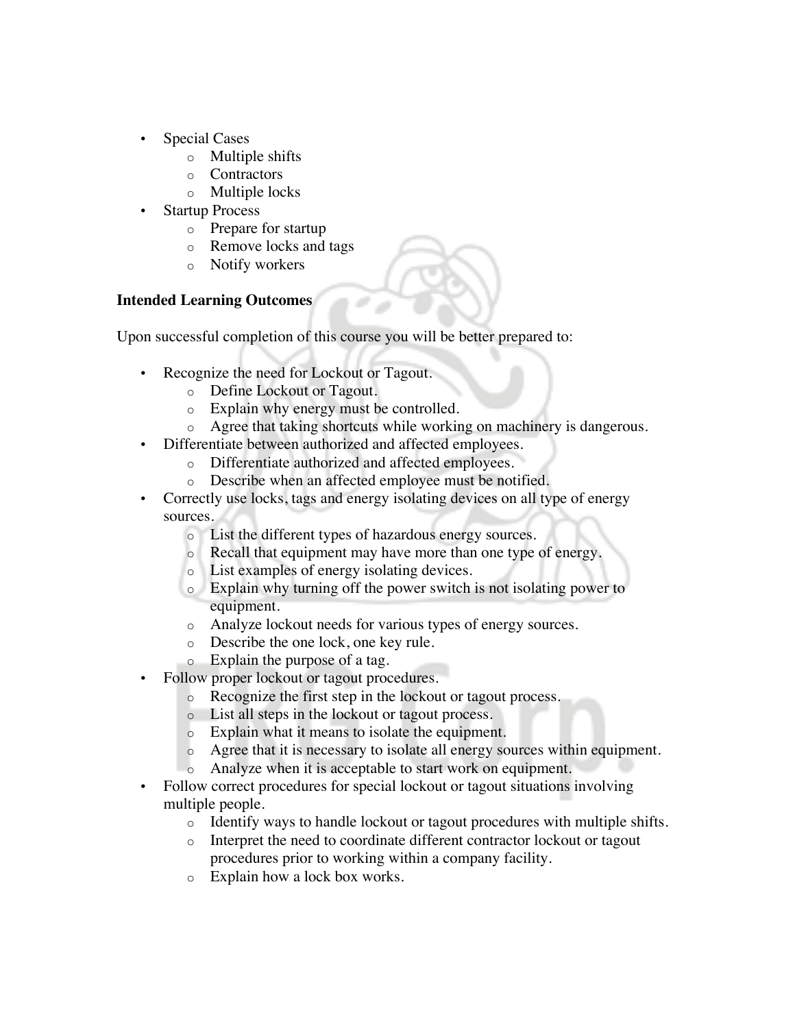- Special Cases
  - Multiple shifts
  - Contractors
  - Multiple locks
- Startup Process
  - Prepare for startup
  - Remove locks and tags
  - Notify workers

**Intended Learning Outcomes**

Upon successful completion of this course you will be better prepared to:

- Recognize the need for Lockout or Tagout.
  - Define Lockout or Tagout.
  - Explain why energy must be controlled.
  - Agree that taking shortcuts while working on machinery is dangerous.
- Differentiate between authorized and affected employees.
  - Differentiate authorized and affected employees.
  - Describe when an affected employee must be notified.
- Correctly use locks, tags and energy isolating devices on all type of energy sources.
  - List the different types of hazardous energy sources.
  - Recall that equipment may have more than one type of energy.
  - List examples of energy isolating devices.
  - Explain why turning off the power switch is not isolating power to equipment.
  - Analyze lockout needs for various types of energy sources.
  - Describe the one lock, one key rule.
  - Explain the purpose of a tag.
- Follow proper lockout or tagout procedures.
  - Recognize the first step in the lockout or tagout process.
  - List all steps in the lockout or tagout process.
  - Explain what it means to isolate the equipment.
  - Agree that it is necessary to isolate all energy sources within equipment.
  - Analyze when it is acceptable to start work on equipment.
- Follow correct procedures for special lockout or tagout situations involving multiple people.
  - Identify ways to handle lockout or tagout procedures with multiple shifts.
  - Interpret the need to coordinate different contractor lockout or tagout procedures prior to working within a company facility.
  - Explain how a lock box works.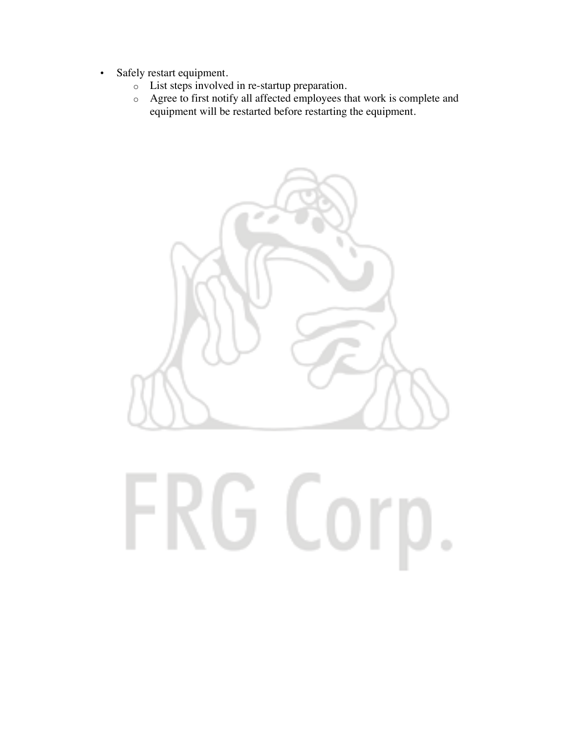- Safely restart equipment.
  - List steps involved in re-startup preparation.
  - Agree to first notify all affected employees that work is complete and equipment will be restarted before restarting the equipment.